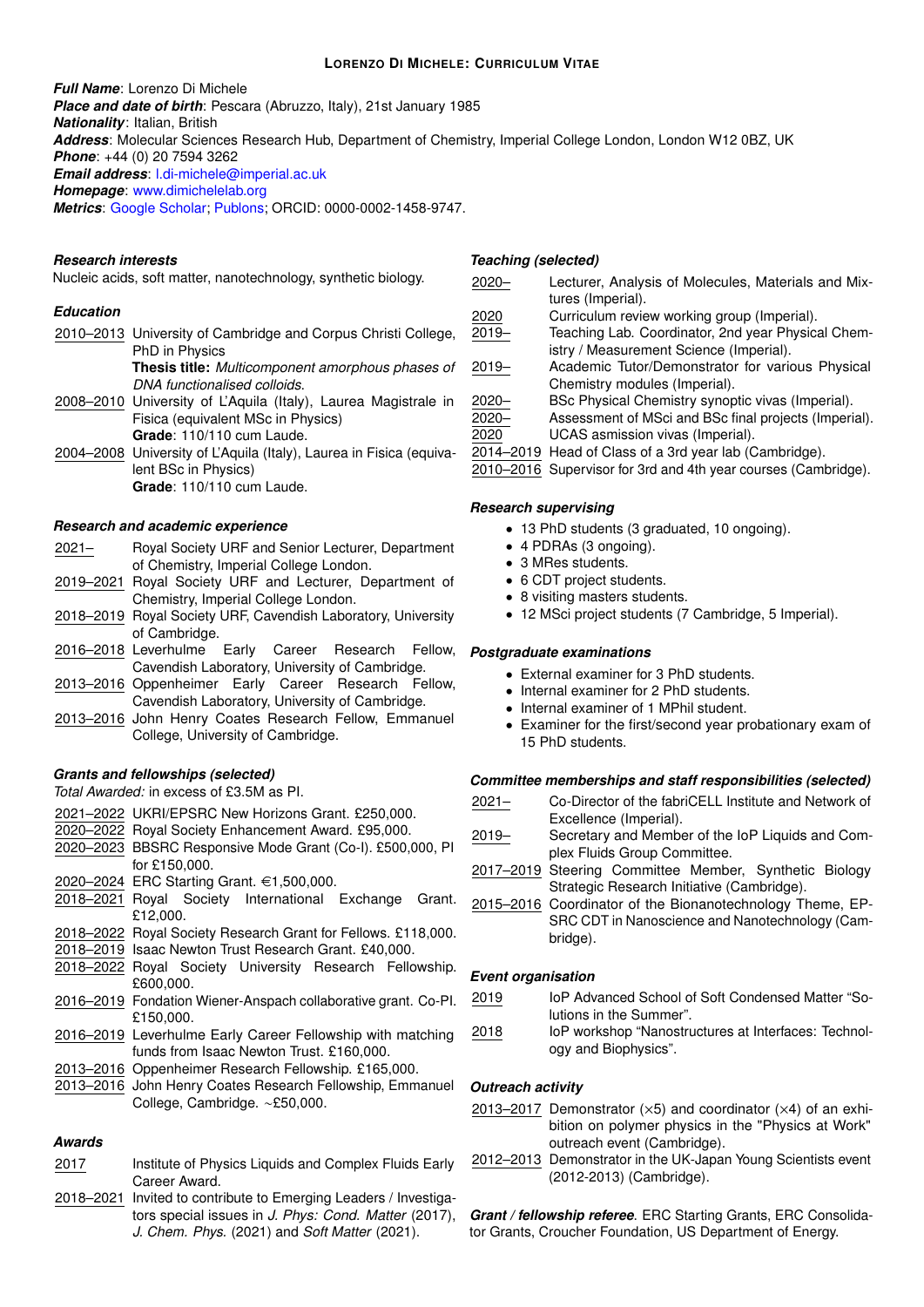# Lorenzo Di Michele: Curriculum Vitae

***Full Name***: Lorenzo Di Michele
***Place and date of birth***: Pescara (Abruzzo, Italy), 21st January 1985
***Nationality***: Italian, British
***Address***: Molecular Sciences Research Hub, Department of Chemistry, Imperial College London, London W12 0BZ, UK
***Phone***: +44 (0) 20 7594 3262
***Email address***: l.di-michele@imperial.ac.uk
***Homepage***: www.dimichelelab.org
***Metrics***: Google Scholar; Publons; ORCID: 0000-0002-1458-9747.

### *Research interests*

Nucleic acids, soft matter, nanotechnology, synthetic biology.

### *Education*

- 2010–2013 University of Cambridge and Corpus Christi College, PhD in Physics
  **Thesis title:** *Multicomponent amorphous phases of DNA functionalised colloids.*
- 2008–2010 University of L'Aquila (Italy), Laurea Magistrale in Fisica (equivalent MSc in Physics)
  **Grade**: 110/110 cum Laude.
- 2004–2008 University of L'Aquila (Italy), Laurea in Fisica (equivalent BSc in Physics)
  **Grade**: 110/110 cum Laude.

### *Research and academic experience*

- 2021– Royal Society URF and Senior Lecturer, Department of Chemistry, Imperial College London.
- 2019–2021 Royal Society URF and Lecturer, Department of Chemistry, Imperial College London.
- 2018–2019 Royal Society URF, Cavendish Laboratory, University of Cambridge.
- 2016–2018 Leverhulme Early Career Research Fellow, Cavendish Laboratory, University of Cambridge.
- 2013–2016 Oppenheimer Early Career Research Fellow, Cavendish Laboratory, University of Cambridge.
- 2013–2016 John Henry Coates Research Fellow, Emmanuel College, University of Cambridge.

### *Grants and fellowships (selected)*

*Total Awarded:* in excess of £3.5M as PI.

- 2021–2022 UKRI/EPSRC New Horizons Grant. £250,000.
- 2020–2022 Royal Society Enhancement Award. £95,000.
- 2020–2023 BBSRC Responsive Mode Grant (Co-I). £500,000, PI for £150,000.
- 2020–2024 ERC Starting Grant. €1,500,000.
- 2018–2021 Royal Society International Exchange Grant. £12,000.
- 2018–2022 Royal Society Research Grant for Fellows. £118,000.
- 2018–2019 Isaac Newton Trust Research Grant. £40,000.
- 2018–2022 Royal Society University Research Fellowship. £600,000.
- 2016–2019 Fondation Wiener-Anspach collaborative grant. Co-PI. £150,000.
- 2016–2019 Leverhulme Early Career Fellowship with matching funds from Isaac Newton Trust. £160,000.
- 2013–2016 Oppenheimer Research Fellowship. £165,000.
- 2013–2016 John Henry Coates Research Fellowship, Emmanuel College, Cambridge. ~£50,000.

### *Awards*

- 2017 Institute of Physics Liquids and Complex Fluids Early Career Award.
- 2018–2021 Invited to contribute to Emerging Leaders / Investigators special issues in *J. Phys: Cond. Matter* (2017), *J. Chem. Phys.* (2021) and *Soft Matter* (2021).

### *Teaching (selected)*

- 2020– Lecturer, Analysis of Molecules, Materials and Mixtures (Imperial).
- 2020 Curriculum review working group (Imperial).
- 2019– Teaching Lab. Coordinator, 2nd year Physical Chemistry / Measurement Science (Imperial).
- 2019– Academic Tutor/Demonstrator for various Physical Chemistry modules (Imperial).
- 2020– BSc Physical Chemistry synoptic vivas (Imperial).
- 2020– Assessment of MSci and BSc final projects (Imperial).
- 2020 UCAS asmission vivas (Imperial).
- 2014–2019 Head of Class of a 3rd year lab (Cambridge).
- 2010–2016 Supervisor for 3rd and 4th year courses (Cambridge).

### *Research supervising*

- 13 PhD students (3 graduated, 10 ongoing).
- 4 PDRAs (3 ongoing).
- 3 MRes students.
- 6 CDT project students.
- 8 visiting masters students.
- 12 MSci project students (7 Cambridge, 5 Imperial).

### *Postgraduate examinations*

- External examiner for 3 PhD students.
- Internal examiner for 2 PhD students.
- Internal examiner of 1 MPhil student.
- Examiner for the first/second year probationary exam of 15 PhD students.

### *Committee memberships and staff responsibilities (selected)*

- 2021– Co-Director of the fabriCELL Institute and Network of Excellence (Imperial).
- 2019– Secretary and Member of the IoP Liquids and Complex Fluids Group Committee.
- 2017–2019 Steering Committee Member, Synthetic Biology Strategic Research Initiative (Cambridge).
- 2015–2016 Coordinator of the Bionanotechnology Theme, EPSRC CDT in Nanoscience and Nanotechnology (Cambridge).

### *Event organisation*

- 2019 IoP Advanced School of Soft Condensed Matter "Solutions in the Summer".
- 2018 IoP workshop "Nanostructures at Interfaces: Technology and Biophysics".

### *Outreach activity*

- 2013–2017 Demonstrator (×5) and coordinator (×4) of an exhibition on polymer physics in the "Physics at Work" outreach event (Cambridge).
- 2012–2013 Demonstrator in the UK-Japan Young Scientists event (2012-2013) (Cambridge).

***Grant / fellowship referee***. ERC Starting Grants, ERC Consolidator Grants, Croucher Foundation, US Department of Energy.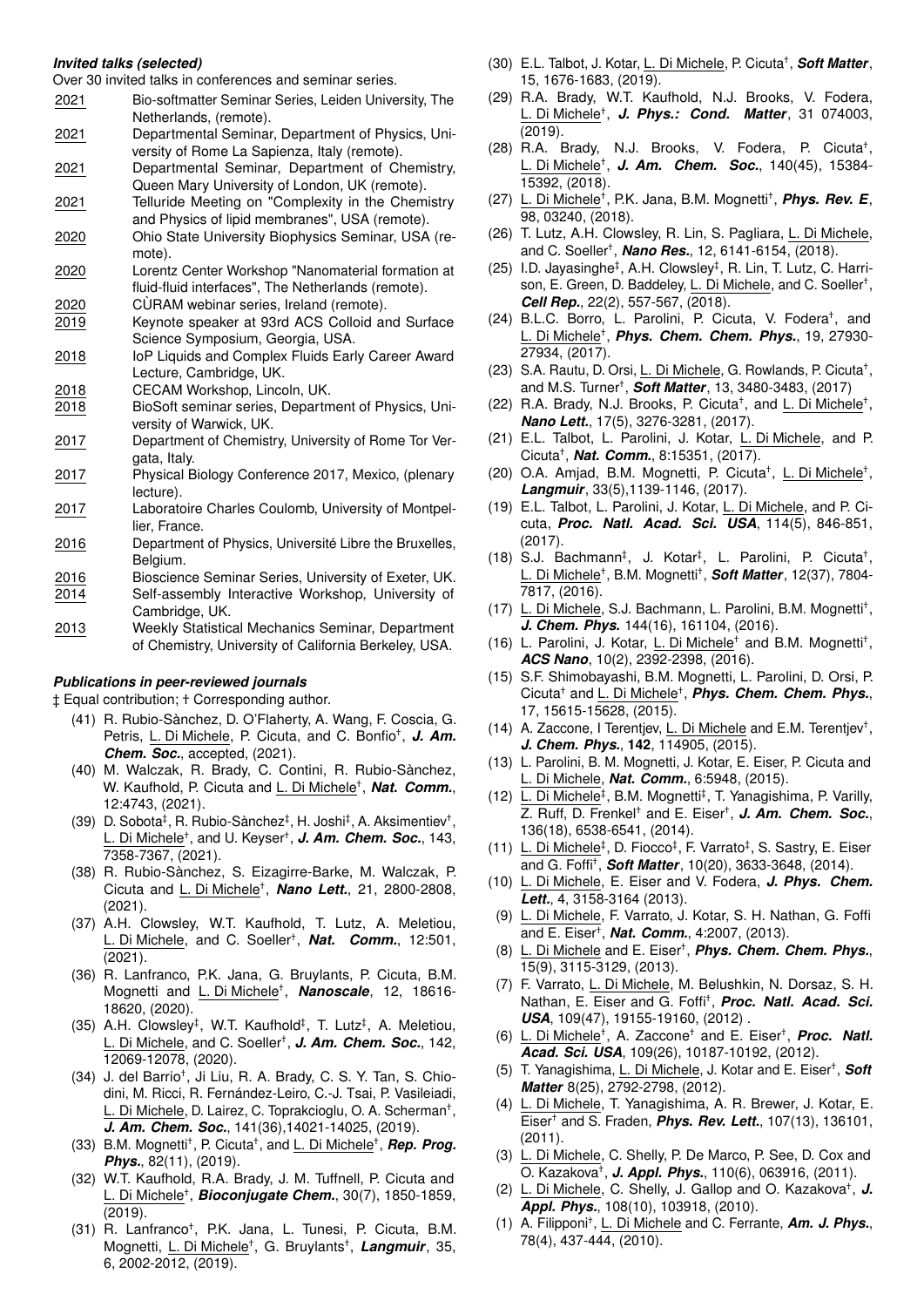***Invited talks (selected)***

Over 30 invited talks in conferences and seminar series.

2021 Bio-softmatter Seminar Series, Leiden University, The Netherlands, (remote).

2021 Departmental Seminar, Department of Physics, University of Rome La Sapienza, Italy (remote).

2021 Departmental Seminar, Department of Chemistry, Queen Mary University of London, UK (remote).

2021 Telluride Meeting on "Complexity in the Chemistry and Physics of lipid membranes", USA (remote).

2020 Ohio State University Biophysics Seminar, USA (remote).

2020 Lorentz Center Workshop "Nanomaterial formation at fluid-fluid interfaces", The Netherlands (remote).

2020 CÙRAM webinar series, Ireland (remote).

2019 Keynote speaker at 93rd ACS Colloid and Surface Science Symposium, Georgia, USA.

2018 IoP Liquids and Complex Fluids Early Career Award Lecture, Cambridge, UK.

2018 CECAM Workshop, Lincoln, UK.

2018 BioSoft seminar series, Department of Physics, University of Warwick, UK.

2017 Department of Chemistry, University of Rome Tor Vergata, Italy.

2017 Physical Biology Conference 2017, Mexico, (plenary lecture).

2017 Laboratoire Charles Coulomb, University of Montpellier, France.

2016 Department of Physics, Université Libre the Bruxelles, Belgium.

2016 Bioscience Seminar Series, University of Exeter, UK.

2014 Self-assembly Interactive Workshop, University of Cambridge, UK.

2013 Weekly Statistical Mechanics Seminar, Department of Chemistry, University of California Berkeley, USA.

***Publications in peer-reviewed journals***

‡ Equal contribution; † Corresponding author.

(41) R. Rubio-Sànchez, D. O'Flaherty, A. Wang, F. Coscia, G. Petris, L. Di Michele, P. Cicuta, and C. Bonfio†, ***J. Am. Chem. Soc.***, accepted, (2021).

(40) M. Walczak, R. Brady, C. Contini, R. Rubio-Sànchez, W. Kaufhold, P. Cicuta and L. Di Michele†, ***Nat. Comm.***, 12:4743, (2021).

(39) D. Sobota‡, R. Rubio-Sànchez‡, H. Joshi‡, A. Aksimentiev†, L. Di Michele†, and U. Keyser†, ***J. Am. Chem. Soc.***, 143, 7358-7367, (2021).

(38) R. Rubio-Sànchez, S. Eizagirre-Barke, M. Walczak, P. Cicuta and L. Di Michele†, ***Nano Lett.***, 21, 2800-2808, (2021).

(37) A.H. Clowsley, W.T. Kaufhold, T. Lutz, A. Meletiou, L. Di Michele, and C. Soeller†, ***Nat. Comm.***, 12:501, (2021).

(36) R. Lanfranco, P.K. Jana, G. Bruylants, P. Cicuta, B.M. Mognetti and L. Di Michele†, ***Nanoscale***, 12, 18616-18620, (2020).

(35) A.H. Clowsley‡, W.T. Kaufhold‡, T. Lutz‡, A. Meletiou, L. Di Michele, and C. Soeller†, ***J. Am. Chem. Soc.***, 142, 12069-12078, (2020).

(34) J. del Barrio†, Ji Liu, R. A. Brady, C. S. Y. Tan, S. Chiodini, M. Ricci, R. Fernández-Leiro, C.-J. Tsai, P. Vasileiadi, L. Di Michele, D. Lairez, C. Toprakcioglu, O. A. Scherman†, ***J. Am. Chem. Soc.***, 141(36),14021-14025, (2019).

(33) B.M. Mognetti†, P. Cicuta†, and L. Di Michele†, ***Rep. Prog. Phys.***, 82(11), (2019).

(32) W.T. Kaufhold, R.A. Brady, J. M. Tuffnell, P. Cicuta and L. Di Michele†, ***Bioconjugate Chem.***, 30(7), 1850-1859, (2019).

(31) R. Lanfranco†, P.K. Jana, L. Tunesi, P. Cicuta, B.M. Mognetti, L. Di Michele†, G. Bruylants†, ***Langmuir***, 35, 6, 2002-2012, (2019).

(30) E.L. Talbot, J. Kotar, L. Di Michele, P. Cicuta†, ***Soft Matter***, 15, 1676-1683, (2019).

(29) R.A. Brady, W.T. Kaufhold, N.J. Brooks, V. Fodera, L. Di Michele†, ***J. Phys.: Cond. Matter***, 31 074003, (2019).

(28) R.A. Brady, N.J. Brooks, V. Fodera, P. Cicuta†, L. Di Michele†, ***J. Am. Chem. Soc.***, 140(45), 15384-15392, (2018).

(27) L. Di Michele†, P.K. Jana, B.M. Mognetti†, ***Phys. Rev. E***, 98, 03240, (2018).

(26) T. Lutz, A.H. Clowsley, R. Lin, S. Pagliara, L. Di Michele, and C. Soeller†, ***Nano Res.***, 12, 6141-6154, (2018).

(25) I.D. Jayasinghe‡, A.H. Clowsley‡, R. Lin, T. Lutz, C. Harrison, E. Green, D. Baddeley, L. Di Michele, and C. Soeller†, ***Cell Rep.***, 22(2), 557-567, (2018).

(24) B.L.C. Borro, L. Parolini, P. Cicuta, V. Fodera†, and L. Di Michele†, ***Phys. Chem. Chem. Phys.***, 19, 27930-27934, (2017).

(23) S.A. Rautu, D. Orsi, L. Di Michele, G. Rowlands, P. Cicuta†, and M.S. Turner†, ***Soft Matter***, 13, 3480-3483, (2017)

(22) R.A. Brady, N.J. Brooks, P. Cicuta†, and L. Di Michele†, ***Nano Lett.***, 17(5), 3276-3281, (2017).

(21) E.L. Talbot, L. Parolini, J. Kotar, L. Di Michele, and P. Cicuta†, ***Nat. Comm.***, 8:15351, (2017).

(20) O.A. Amjad, B.M. Mognetti, P. Cicuta†, L. Di Michele†, ***Langmuir***, 33(5),1139-1146, (2017).

(19) E.L. Talbot, L. Parolini, J. Kotar, L. Di Michele, and P. Cicuta, ***Proc. Natl. Acad. Sci. USA***, 114(5), 846-851, (2017).

(18) S.J. Bachmann‡, J. Kotar‡, L. Parolini, P. Cicuta†, L. Di Michele†, B.M. Mognetti†, ***Soft Matter***, 12(37), 7804-7817, (2016).

(17) L. Di Michele, S.J. Bachmann, L. Parolini, B.M. Mognetti†, ***J. Chem. Phys.*** 144(16), 161104, (2016).

(16) L. Parolini, J. Kotar, L. Di Michele† and B.M. Mognetti†, ***ACS Nano***, 10(2), 2392-2398, (2016).

(15) S.F. Shimobayashi, B.M. Mognetti, L. Parolini, D. Orsi, P. Cicuta† and L. Di Michele†, ***Phys. Chem. Chem. Phys.***, 17, 15615-15628, (2015).

(14) A. Zaccone, I Terentjev, L. Di Michele and E.M. Terentjev†, ***J. Chem. Phys.***, **142**, 114905, (2015).

(13) L. Parolini, B. M. Mognetti, J. Kotar, E. Eiser, P. Cicuta and L. Di Michele, ***Nat. Comm.***, 6:5948, (2015).

(12) L. Di Michele‡, B.M. Mognetti‡, T. Yanagishima, P. Varilly, Z. Ruff, D. Frenkel† and E. Eiser†, ***J. Am. Chem. Soc.***, 136(18), 6538-6541, (2014).

(11) L. Di Michele‡, D. Fiocco‡, F. Varrato‡, S. Sastry, E. Eiser and G. Foffi†, ***Soft Matter***, 10(20), 3633-3648, (2014).

(10) L. Di Michele, E. Eiser and V. Fodera, ***J. Phys. Chem. Lett.***, 4, 3158-3164 (2013).

(9) L. Di Michele, F. Varrato, J. Kotar, S. H. Nathan, G. Foffi and E. Eiser†, ***Nat. Comm.***, 4:2007, (2013).

(8) L. Di Michele and E. Eiser†, ***Phys. Chem. Chem. Phys.***, 15(9), 3115-3129, (2013).

(7) F. Varrato, L. Di Michele, M. Belushkin, N. Dorsaz, S. H. Nathan, E. Eiser and G. Foffi†, ***Proc. Natl. Acad. Sci. USA***, 109(47), 19155-19160, (2012) .

(6) L. Di Michele†, A. Zaccone† and E. Eiser†, ***Proc. Natl. Acad. Sci. USA***, 109(26), 10187-10192, (2012).

(5) T. Yanagishima, L. Di Michele, J. Kotar and E. Eiser†, ***Soft Matter*** 8(25), 2792-2798, (2012).

(4) L. Di Michele, T. Yanagishima, A. R. Brewer, J. Kotar, E. Eiser† and S. Fraden, ***Phys. Rev. Lett.***, 107(13), 136101, (2011).

(3) L. Di Michele, C. Shelly, P. De Marco, P. See, D. Cox and O. Kazakova†, ***J. Appl. Phys.***, 110(6), 063916, (2011).

(2) L. Di Michele, C. Shelly, J. Gallop and O. Kazakova†, ***J. Appl. Phys.***, 108(10), 103918, (2010).

(1) A. Filipponi†, L. Di Michele and C. Ferrante, ***Am. J. Phys.***, 78(4), 437-444, (2010).